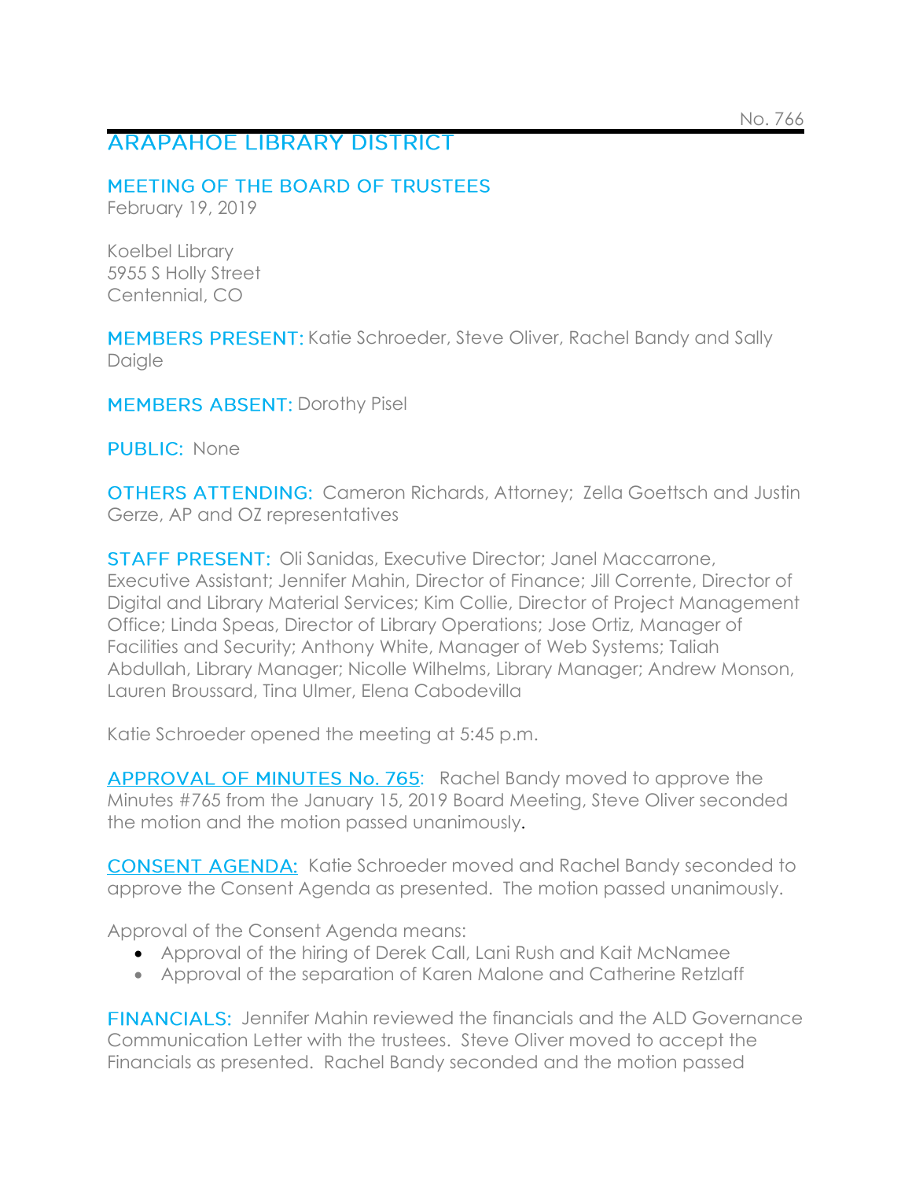No. 766

# ARAPAHOE LIBRARY DISTRICT

## MEETING OF THE BOARD OF TRUSTEES

February 19, 2019

Koelbel Library
5955 S Holly Street
Centennial, CO

**MEMBERS PRESENT:** Katie Schroeder, Steve Oliver, Rachel Bandy and Sally Daigle

**MEMBERS ABSENT:** Dorothy Pisel

**PUBLIC:** None

**OTHERS ATTENDING:** Cameron Richards, Attorney; Zella Goettsch and Justin Gerze, AP and OZ representatives

**STAFF PRESENT:** Oli Sanidas, Executive Director; Janel Maccarrone, Executive Assistant; Jennifer Mahin, Director of Finance; Jill Corrente, Director of Digital and Library Material Services; Kim Collie, Director of Project Management Office; Linda Speas, Director of Library Operations; Jose Ortiz, Manager of Facilities and Security; Anthony White, Manager of Web Systems; Taliah Abdullah, Library Manager; Nicolle Wilhelms, Library Manager; Andrew Monson, Lauren Broussard, Tina Ulmer, Elena Cabodevilla

Katie Schroeder opened the meeting at 5:45 p.m.

**APPROVAL OF MINUTES No. 765:** Rachel Bandy moved to approve the Minutes #765 from the January 15, 2019 Board Meeting, Steve Oliver seconded the motion and the motion passed unanimously.

**CONSENT AGENDA:** Katie Schroeder moved and Rachel Bandy seconded to approve the Consent Agenda as presented. The motion passed unanimously.

Approval of the Consent Agenda means:

- Approval of the hiring of Derek Call, Lani Rush and Kait McNamee
- Approval of the separation of Karen Malone and Catherine Retzlaff

**FINANCIALS:** Jennifer Mahin reviewed the financials and the ALD Governance Communication Letter with the trustees. Steve Oliver moved to accept the Financials as presented. Rachel Bandy seconded and the motion passed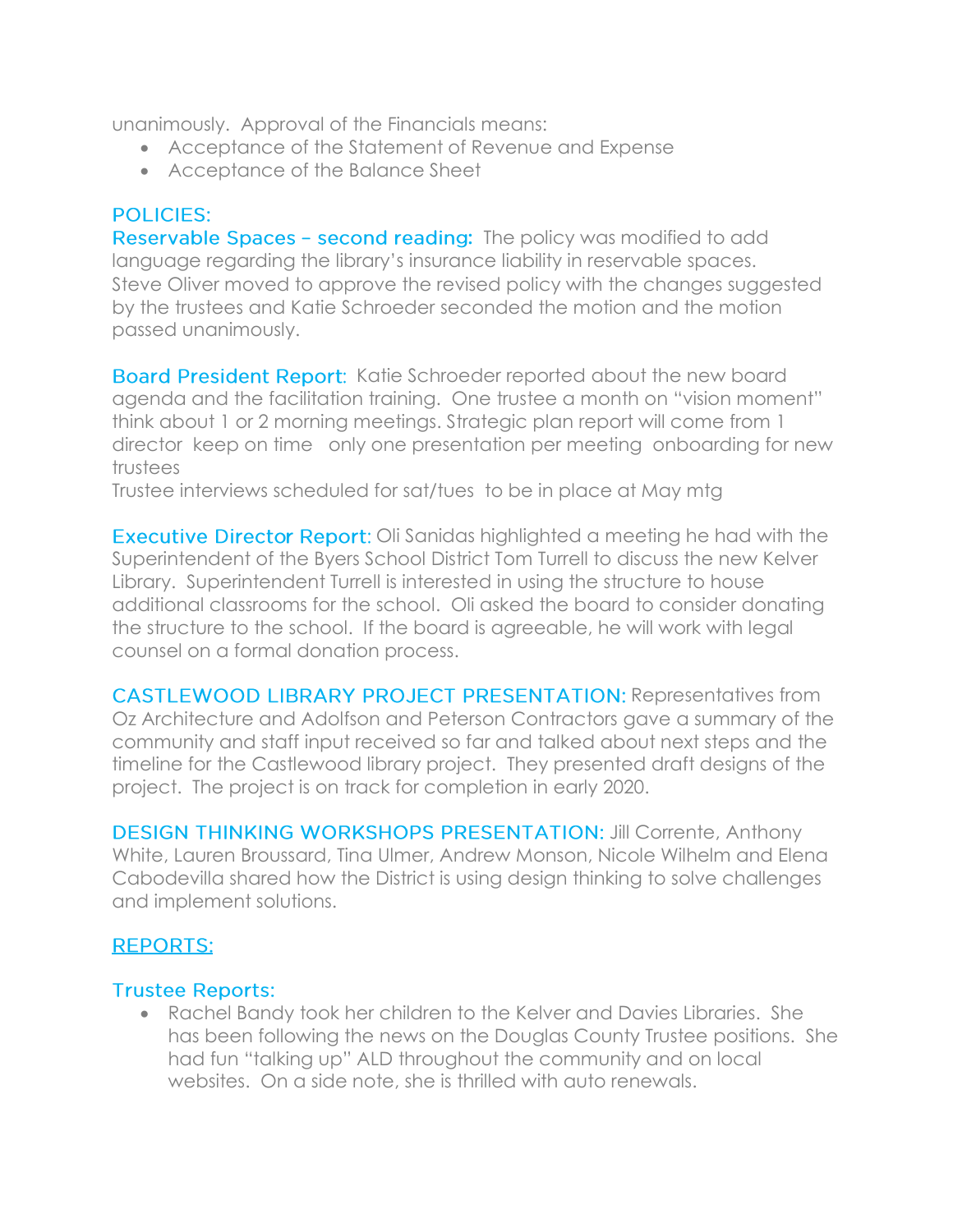unanimously. Approval of the Financials means:

- Acceptance of the Statement of Revenue and Expense
- Acceptance of the Balance Sheet

## POLICIES:

**Reservable Spaces – second reading:** The policy was modified to add language regarding the library's insurance liability in reservable spaces. Steve Oliver moved to approve the revised policy with the changes suggested by the trustees and Katie Schroeder seconded the motion and the motion passed unanimously.

**Board President Report:** Katie Schroeder reported about the new board agenda and the facilitation training. One trustee a month on "vision moment" think about 1 or 2 morning meetings. Strategic plan report will come from 1 director keep on time only one presentation per meeting onboarding for new trustees
Trustee interviews scheduled for sat/tues to be in place at May mtg

**Executive Director Report:** Oli Sanidas highlighted a meeting he had with the Superintendent of the Byers School District Tom Turrell to discuss the new Kelver Library. Superintendent Turrell is interested in using the structure to house additional classrooms for the school. Oli asked the board to consider donating the structure to the school. If the board is agreeable, he will work with legal counsel on a formal donation process.

**CASTLEWOOD LIBRARY PROJECT PRESENTATION:** Representatives from Oz Architecture and Adolfson and Peterson Contractors gave a summary of the community and staff input received so far and talked about next steps and the timeline for the Castlewood library project. They presented draft designs of the project. The project is on track for completion in early 2020.

**DESIGN THINKING WORKSHOPS PRESENTATION:** Jill Corrente, Anthony White, Lauren Broussard, Tina Ulmer, Andrew Monson, Nicole Wilhelm and Elena Cabodevilla shared how the District is using design thinking to solve challenges and implement solutions.

## REPORTS:

**Trustee Reports:**

- Rachel Bandy took her children to the Kelver and Davies Libraries. She has been following the news on the Douglas County Trustee positions. She had fun "talking up" ALD throughout the community and on local websites. On a side note, she is thrilled with auto renewals.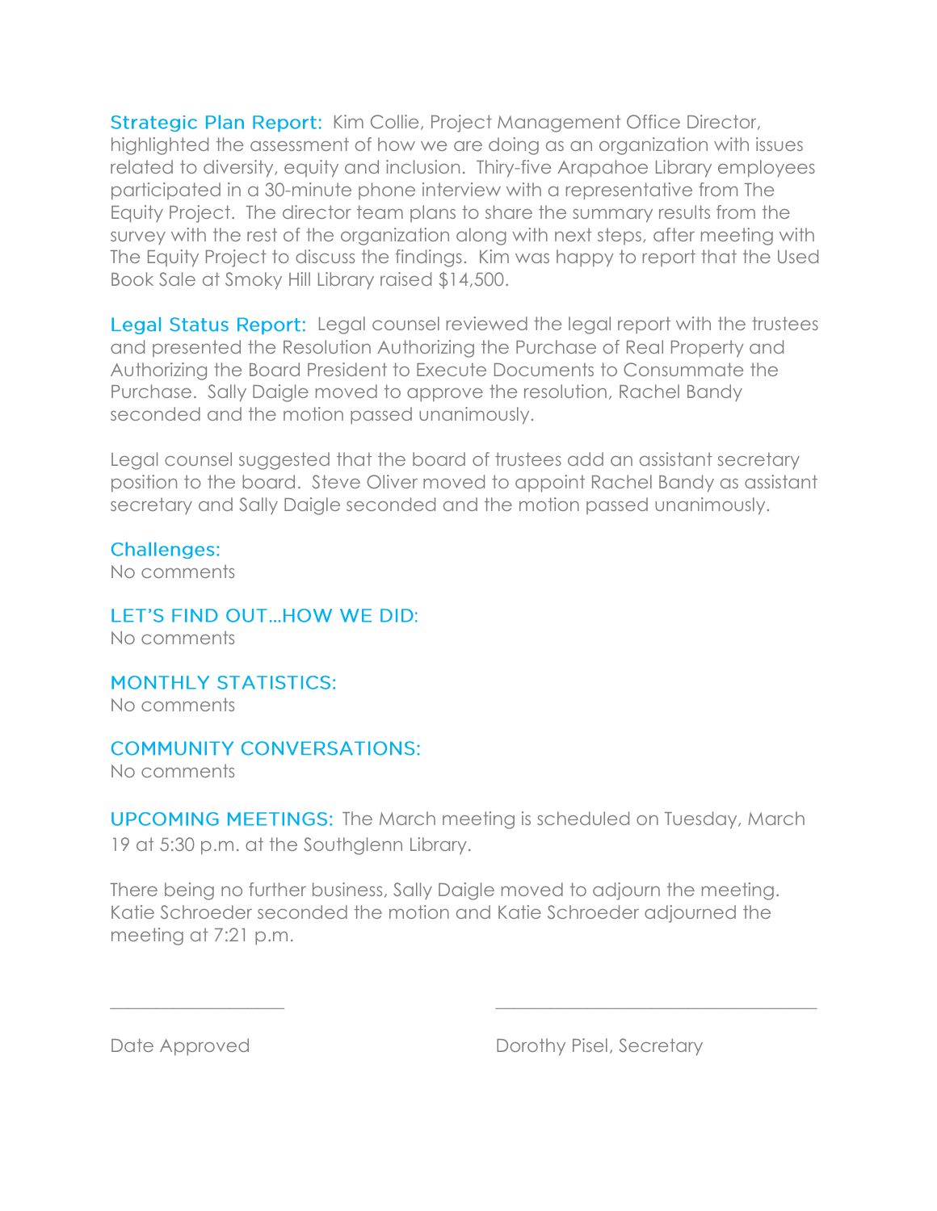**Strategic Plan Report:** Kim Collie, Project Management Office Director, highlighted the assessment of how we are doing as an organization with issues related to diversity, equity and inclusion. Thiry-five Arapahoe Library employees participated in a 30-minute phone interview with a representative from The Equity Project. The director team plans to share the summary results from the survey with the rest of the organization along with next steps, after meeting with The Equity Project to discuss the findings. Kim was happy to report that the Used Book Sale at Smoky Hill Library raised $14,500.

**Legal Status Report:** Legal counsel reviewed the legal report with the trustees and presented the Resolution Authorizing the Purchase of Real Property and Authorizing the Board President to Execute Documents to Consummate the Purchase. Sally Daigle moved to approve the resolution, Rachel Bandy seconded and the motion passed unanimously.

Legal counsel suggested that the board of trustees add an assistant secretary position to the board. Steve Oliver moved to appoint Rachel Bandy as assistant secretary and Sally Daigle seconded and the motion passed unanimously.

**Challenges:**
No comments

**LET'S FIND OUT…HOW WE DID:**
No comments

**MONTHLY STATISTICS:**
No comments

**COMMUNITY CONVERSATIONS:**
No comments

**UPCOMING MEETINGS:** The March meeting is scheduled on Tuesday, March 19 at 5:30 p.m. at the Southglenn Library.

There being no further business, Sally Daigle moved to adjourn the meeting. Katie Schroeder seconded the motion and Katie Schroeder adjourned the meeting at 7:21 p.m.

\_\_\_\_\_\_\_\_\_\_\_\_\_\_\_\_\_\_\_\_ \_\_\_\_\_\_\_\_\_\_\_\_\_\_\_\_\_\_\_\_\_\_\_\_\_\_\_\_\_\_\_\_\_\_\_\_

Date Approved Dorothy Pisel, Secretary